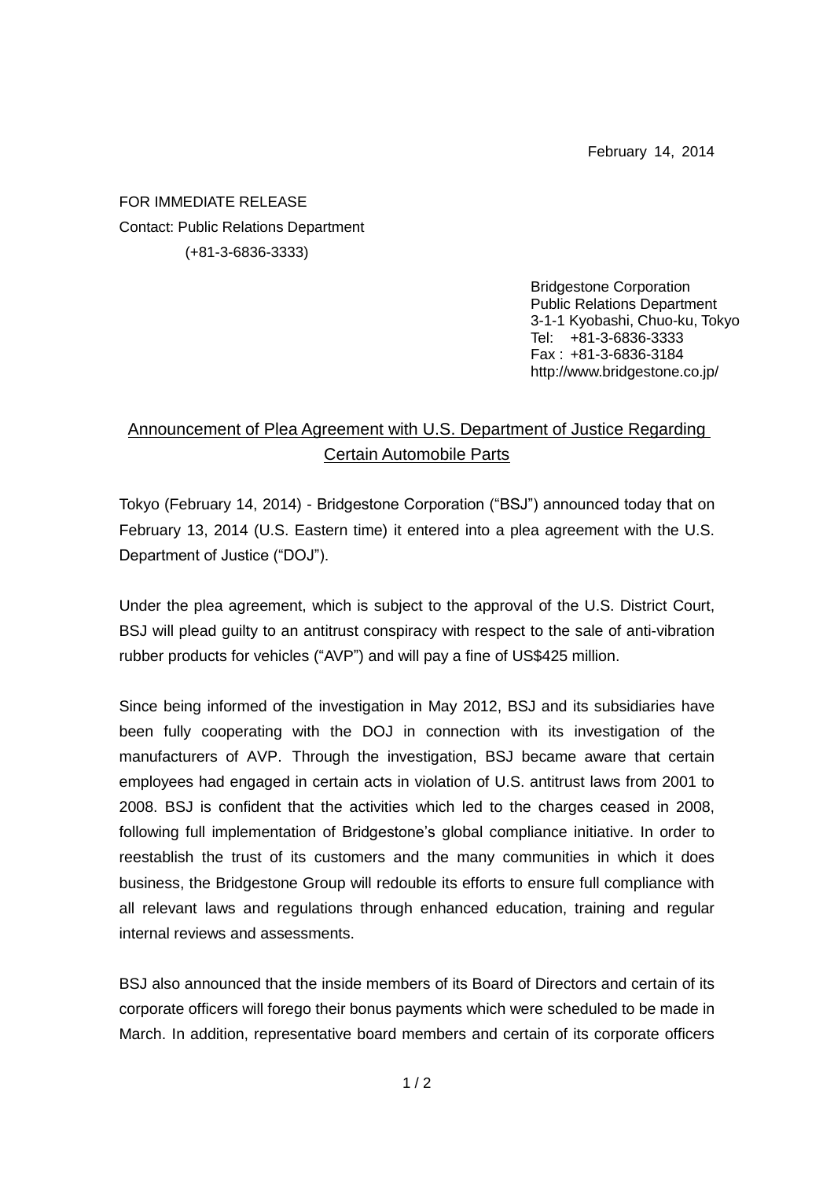February 14, 2014

FOR IMMEDIATE RELEASE
Contact: Public Relations Department
(+81-3-6836-3333)

Bridgestone Corporation
Public Relations Department
3-1-1 Kyobashi, Chuo-ku, Tokyo
Tel: +81-3-6836-3333
Fax : +81-3-6836-3184
http://www.bridgestone.co.jp/

## Announcement of Plea Agreement with U.S. Department of Justice Regarding Certain Automobile Parts

Tokyo (February 14, 2014) - Bridgestone Corporation ("BSJ") announced today that on February 13, 2014 (U.S. Eastern time) it entered into a plea agreement with the U.S. Department of Justice ("DOJ").

Under the plea agreement, which is subject to the approval of the U.S. District Court, BSJ will plead guilty to an antitrust conspiracy with respect to the sale of anti-vibration rubber products for vehicles ("AVP") and will pay a fine of US$425 million.

Since being informed of the investigation in May 2012, BSJ and its subsidiaries have been fully cooperating with the DOJ in connection with its investigation of the manufacturers of AVP. Through the investigation, BSJ became aware that certain employees had engaged in certain acts in violation of U.S. antitrust laws from 2001 to 2008. BSJ is confident that the activities which led to the charges ceased in 2008, following full implementation of Bridgestone's global compliance initiative. In order to reestablish the trust of its customers and the many communities in which it does business, the Bridgestone Group will redouble its efforts to ensure full compliance with all relevant laws and regulations through enhanced education, training and regular internal reviews and assessments.

BSJ also announced that the inside members of its Board of Directors and certain of its corporate officers will forego their bonus payments which were scheduled to be made in March. In addition, representative board members and certain of its corporate officers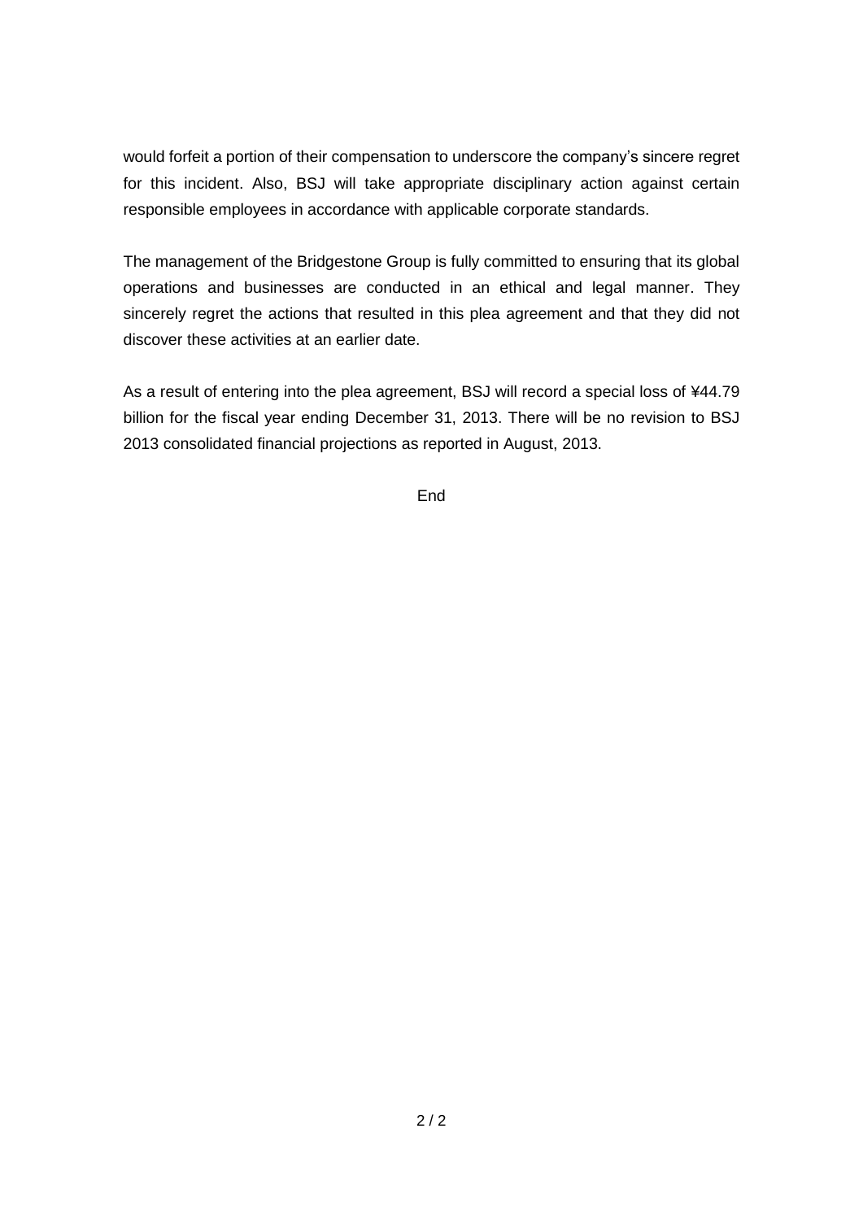would forfeit a portion of their compensation to underscore the company's sincere regret for this incident. Also, BSJ will take appropriate disciplinary action against certain responsible employees in accordance with applicable corporate standards.

The management of the Bridgestone Group is fully committed to ensuring that its global operations and businesses are conducted in an ethical and legal manner. They sincerely regret the actions that resulted in this plea agreement and that they did not discover these activities at an earlier date.

As a result of entering into the plea agreement, BSJ will record a special loss of ¥44.79 billion for the fiscal year ending December 31, 2013. There will be no revision to BSJ 2013 consolidated financial projections as reported in August, 2013.

End